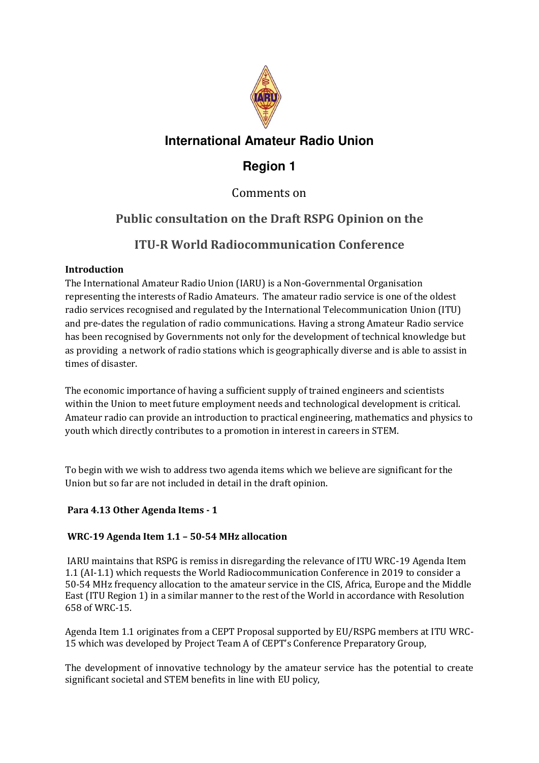# International Amateur Radio Union

## Region 1

Comments on

## Public consultation on the Draft RSPG Opinion on the

## ITU-R World Radiocommunication Conference

**Introduction**

The International Amateur Radio Union (IARU) is a Non-Governmental Organisation representing the interests of Radio Amateurs. The amateur radio service is one of the oldest radio services recognised and regulated by the International Telecommunication Union (ITU) and pre-dates the regulation of radio communications. Having a strong Amateur Radio service has been recognised by Governments not only for the development of technical knowledge but as providing a network of radio stations which is geographically diverse and is able to assist in times of disaster.

The economic importance of having a sufficient supply of trained engineers and scientists within the Union to meet future employment needs and technological development is critical. Amateur radio can provide an introduction to practical engineering, mathematics and physics to youth which directly contributes to a promotion in interest in careers in STEM.

To begin with we wish to address two agenda items which we believe are significant for the Union but so far are not included in detail in the draft opinion.

**Para 4.13 Other Agenda Items - 1**

**WRC-19 Agenda Item 1.1 – 50-54 MHz allocation**

IARU maintains that RSPG is remiss in disregarding the relevance of ITU WRC-19 Agenda Item 1.1 (AI-1.1) which requests the World Radiocommunication Conference in 2019 to consider a 50-54 MHz frequency allocation to the amateur service in the CIS, Africa, Europe and the Middle East (ITU Region 1) in a similar manner to the rest of the World in accordance with Resolution 658 of WRC-15.

Agenda Item 1.1 originates from a CEPT Proposal supported by EU/RSPG members at ITU WRC-15 which was developed by Project Team A of CEPT's Conference Preparatory Group,

The development of innovative technology by the amateur service has the potential to create significant societal and STEM benefits in line with EU policy,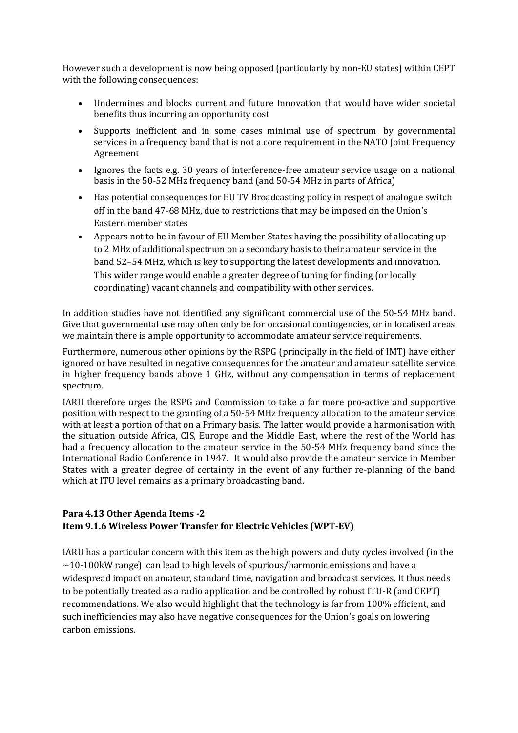However such a development is now being opposed (particularly by non-EU states) within CEPT with the following consequences:

- Undermines and blocks current and future Innovation that would have wider societal benefits thus incurring an opportunity cost
- Supports inefficient and in some cases minimal use of spectrum by governmental services in a frequency band that is not a core requirement in the NATO Joint Frequency Agreement
- Ignores the facts e.g. 30 years of interference-free amateur service usage on a national basis in the 50-52 MHz frequency band (and 50-54 MHz in parts of Africa)
- Has potential consequences for EU TV Broadcasting policy in respect of analogue switch off in the band 47-68 MHz, due to restrictions that may be imposed on the Union's Eastern member states
- Appears not to be in favour of EU Member States having the possibility of allocating up to 2 MHz of additional spectrum on a secondary basis to their amateur service in the band 52–54 MHz, which is key to supporting the latest developments and innovation. This wider range would enable a greater degree of tuning for finding (or locally coordinating) vacant channels and compatibility with other services.

In addition studies have not identified any significant commercial use of the 50-54 MHz band. Give that governmental use may often only be for occasional contingencies, or in localised areas we maintain there is ample opportunity to accommodate amateur service requirements.

Furthermore, numerous other opinions by the RSPG (principally in the field of IMT) have either ignored or have resulted in negative consequences for the amateur and amateur satellite service in higher frequency bands above 1 GHz, without any compensation in terms of replacement spectrum.

IARU therefore urges the RSPG and Commission to take a far more pro-active and supportive position with respect to the granting of a 50-54 MHz frequency allocation to the amateur service with at least a portion of that on a Primary basis. The latter would provide a harmonisation with the situation outside Africa, CIS, Europe and the Middle East, where the rest of the World has had a frequency allocation to the amateur service in the 50-54 MHz frequency band since the International Radio Conference in 1947. It would also provide the amateur service in Member States with a greater degree of certainty in the event of any further re-planning of the band which at ITU level remains as a primary broadcasting band.

**Para 4.13 Other Agenda Items -2**
**Item 9.1.6 Wireless Power Transfer for Electric Vehicles (WPT-EV)**

IARU has a particular concern with this item as the high powers and duty cycles involved (in the ~10-100kW range) can lead to high levels of spurious/harmonic emissions and have a widespread impact on amateur, standard time, navigation and broadcast services. It thus needs to be potentially treated as a radio application and be controlled by robust ITU-R (and CEPT) recommendations. We also would highlight that the technology is far from 100% efficient, and such inefficiencies may also have negative consequences for the Union's goals on lowering carbon emissions.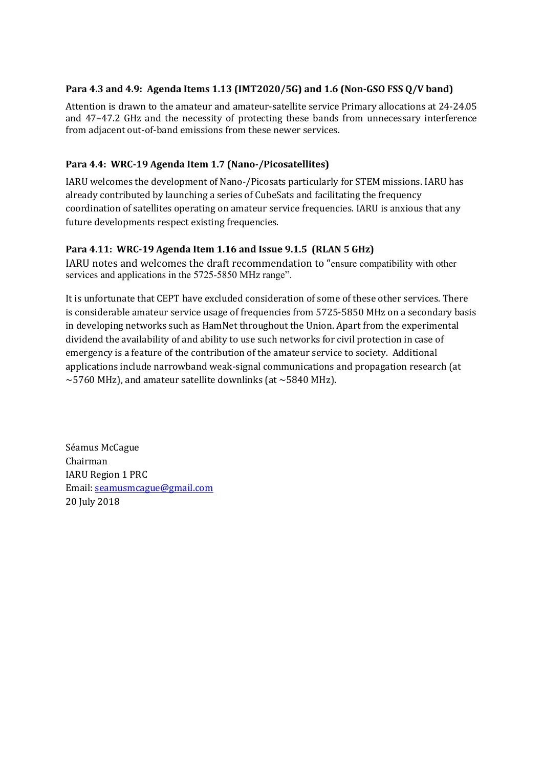**Para 4.3 and 4.9: Agenda Items 1.13 (IMT2020/5G) and 1.6 (Non-GSO FSS Q/V band)**

Attention is drawn to the amateur and amateur-satellite service Primary allocations at 24-24.05 and 47–47.2 GHz and the necessity of protecting these bands from unnecessary interference from adjacent out-of-band emissions from these newer services.

**Para 4.4: WRC-19 Agenda Item 1.7 (Nano-/Picosatellites)**

IARU welcomes the development of Nano-/Picosats particularly for STEM missions. IARU has already contributed by launching a series of CubeSats and facilitating the frequency coordination of satellites operating on amateur service frequencies. IARU is anxious that any future developments respect existing frequencies.

**Para 4.11: WRC-19 Agenda Item 1.16 and Issue 9.1.5 (RLAN 5 GHz)**

IARU notes and welcomes the draft recommendation to "ensure compatibility with other services and applications in the 5725-5850 MHz range".

It is unfortunate that CEPT have excluded consideration of some of these other services. There is considerable amateur service usage of frequencies from 5725-5850 MHz on a secondary basis in developing networks such as HamNet throughout the Union. Apart from the experimental dividend the availability of and ability to use such networks for civil protection in case of emergency is a feature of the contribution of the amateur service to society. Additional applications include narrowband weak-signal communications and propagation research (at ~5760 MHz), and amateur satellite downlinks (at ~5840 MHz).

Séamus McCague
Chairman
IARU Region 1 PRC
Email: seamusmcague@gmail.com
20 July 2018